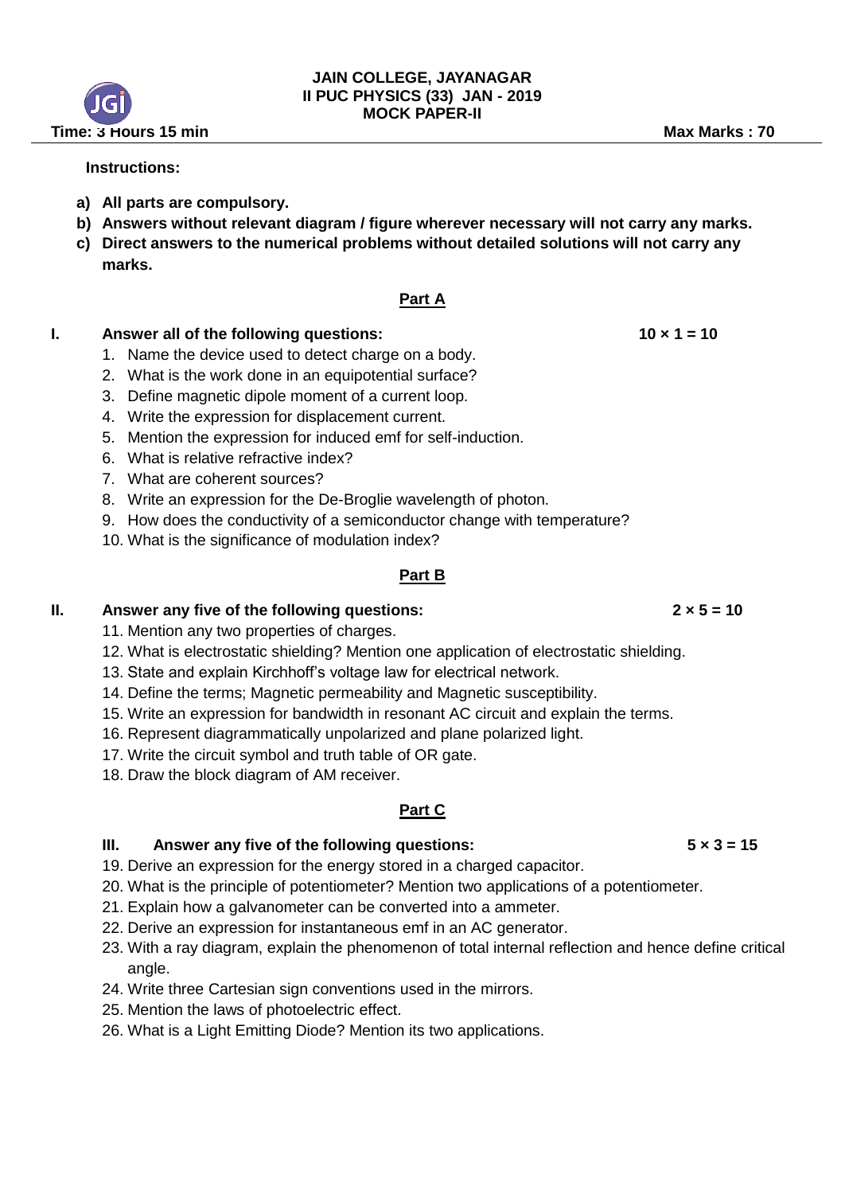# JAIN COLLEGE, JAYANAGAR
## II PUC PHYSICS (33) JAN - 2019
## MOCK PAPER-II

**Time: 3 Hours 15 min** **Max Marks : 70**

**Instructions:**

- **a) All parts are compulsory.**
- **b) Answers without relevant diagram / figure wherever necessary will not carry any marks.**
- **c) Direct answers to the numerical problems without detailed solutions will not carry any marks.**

## Part A

**I. Answer all of the following questions: 10 × 1 = 10**

1. Name the device used to detect charge on a body.
2. What is the work done in an equipotential surface?
3. Define magnetic dipole moment of a current loop.
4. Write the expression for displacement current.
5. Mention the expression for induced emf for self-induction.
6. What is relative refractive index?
7. What are coherent sources?
8. Write an expression for the De-Broglie wavelength of photon.
9. How does the conductivity of a semiconductor change with temperature?
10. What is the significance of modulation index?

## Part B

**II. Answer any five of the following questions: 2 × 5 = 10**

11. Mention any two properties of charges.
12. What is electrostatic shielding? Mention one application of electrostatic shielding.
13. State and explain Kirchhoff's voltage law for electrical network.
14. Define the terms; Magnetic permeability and Magnetic susceptibility.
15. Write an expression for bandwidth in resonant AC circuit and explain the terms.
16. Represent diagrammatically unpolarized and plane polarized light.
17. Write the circuit symbol and truth table of OR gate.
18. Draw the block diagram of AM receiver.

## Part C

**III. Answer any five of the following questions: 5 × 3 = 15**

19. Derive an expression for the energy stored in a charged capacitor.
20. What is the principle of potentiometer? Mention two applications of a potentiometer.
21. Explain how a galvanometer can be converted into a ammeter.
22. Derive an expression for instantaneous emf in an AC generator.
23. With a ray diagram, explain the phenomenon of total internal reflection and hence define critical angle.
24. Write three Cartesian sign conventions used in the mirrors.
25. Mention the laws of photoelectric effect.
26. What is a Light Emitting Diode? Mention its two applications.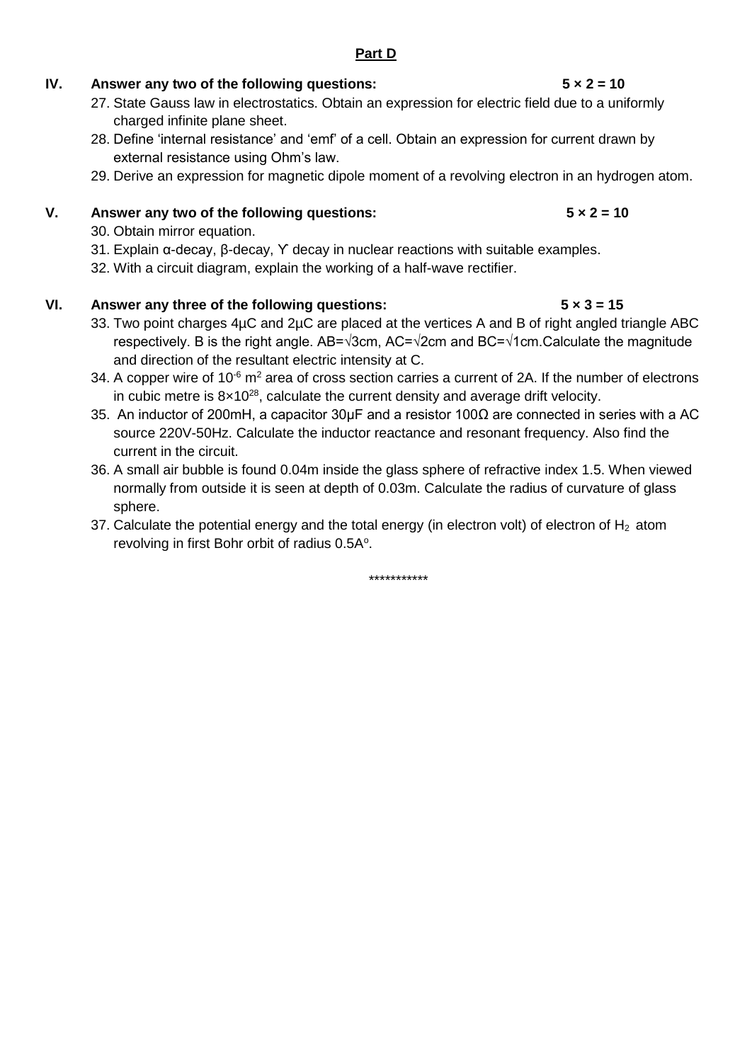## Part D

**IV. Answer any two of the following questions: 5 × 2 = 10**

27. State Gauss law in electrostatics. Obtain an expression for electric field due to a uniformly charged infinite plane sheet.
28. Define 'internal resistance' and 'emf' of a cell. Obtain an expression for current drawn by external resistance using Ohm's law.
29. Derive an expression for magnetic dipole moment of a revolving electron in an hydrogen atom.

**V. Answer any two of the following questions: 5 × 2 = 10**

30. Obtain mirror equation.
31. Explain α-decay, β-decay, Y decay in nuclear reactions with suitable examples.
32. With a circuit diagram, explain the working of a half-wave rectifier.

**VI. Answer any three of the following questions: 5 × 3 = 15**

33. Two point charges 4μC and 2μC are placed at the vertices A and B of right angled triangle ABC respectively. B is the right angle. AB=√3cm, AC=√2cm and BC=√1cm.Calculate the magnitude and direction of the resultant electric intensity at C.
34. A copper wire of $10^{-6}$ $m^2$ area of cross section carries a current of 2A. If the number of electrons in cubic metre is $8×10^{28}$, calculate the current density and average drift velocity.
35. An inductor of 200mH, a capacitor 30μF and a resistor 100Ω are connected in series with a AC source 220V-50Hz. Calculate the inductor reactance and resonant frequency. Also find the current in the circuit.
36. A small air bubble is found 0.04m inside the glass sphere of refractive index 1.5. When viewed normally from outside it is seen at depth of 0.03m. Calculate the radius of curvature of glass sphere.
37. Calculate the potential energy and the total energy (in electron volt) of electron of $H_2$ atom revolving in first Bohr orbit of radius 0.5A°.

***********